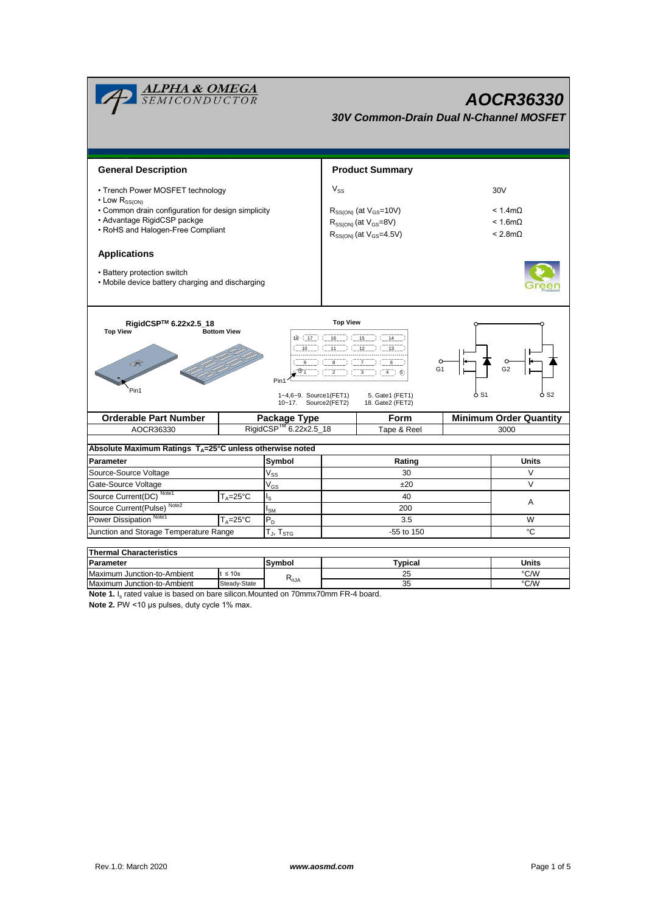# AOCR36330

## 30V Common-Drain Dual N-Channel MOSFET

### General Description

- Trench Power MOSFET technology
- Low $R_{SS(ON)}$
- Common drain configuration for design simplicity
- Advantage RigidCSP package
- RoHS and Halogen-Free Compliant

### Applications

- Battery protection switch
- Mobile device battery charging and discharging

### Product Summary

| | |
|---|---|
| $V_{SS}$ | 30V |
| $R_{SS(ON)}$ (at $V_{GS}$=10V) | < 1.4mΩ |
| $R_{SS(ON)}$ (at $V_{GS}$=8V) | < 1.6mΩ |
| $R_{SS(ON)}$ (at $V_{GS}$=4.5V) | < 2.8mΩ |

RigidCSP™ 6.22x2.5_18

Top View    Bottom View    Top View

Pin1

1~4,6~9. Source1(FET1)    5. Gate1 (FET1)
10~17. Source2(FET2)    18. Gate2 (FET2)

G1  G2  S1  S2

| Orderable Part Number | Package Type | Form | Minimum Order Quantity |
|---|---|---|---|
| AOCR36330 | RigidCSP™ 6.22x2.5_18 | Tape & Reel | 3000 |

**Absolute Maximum Ratings $T_A$=25°C unless otherwise noted**

| Parameter | | Symbol | Rating | Units |
|---|---|---|---|---|
| Source-Source Voltage | | $V_{SS}$ | 30 | V |
| Gate-Source Voltage | | $V_{GS}$ | ±20 | V |
| Source Current(DC) [Note1] | $T_A$=25°C | $I_S$ | 40 | A |
| Source Current(Pulse) [Note2] | | $I_{SM}$ | 200 | A |
| Power Dissipation [Note1] | $T_A$=25°C | $P_D$ | 3.5 | W |
| Junction and Storage Temperature Range | | $T_J$, $T_{STG}$ | -55 to 150 | °C |

**Thermal Characteristics**

| Parameter | | Symbol | Typical | Units |
|---|---|---|---|---|
| Maximum Junction-to-Ambient | t ≤ 10s | $R_{\theta JA}$ | 25 | °C/W |
| Maximum Junction-to-Ambient | Steady-State | $R_{\theta JA}$ | 35 | °C/W |

**Note 1.** $I_s$ rated value is based on bare silicon.Mounted on 70mmx70mm FR-4 board.

**Note 2.** PW <10 µs pulses, duty cycle 1% max.

Rev.1.0: March 2020    www.aosmd.com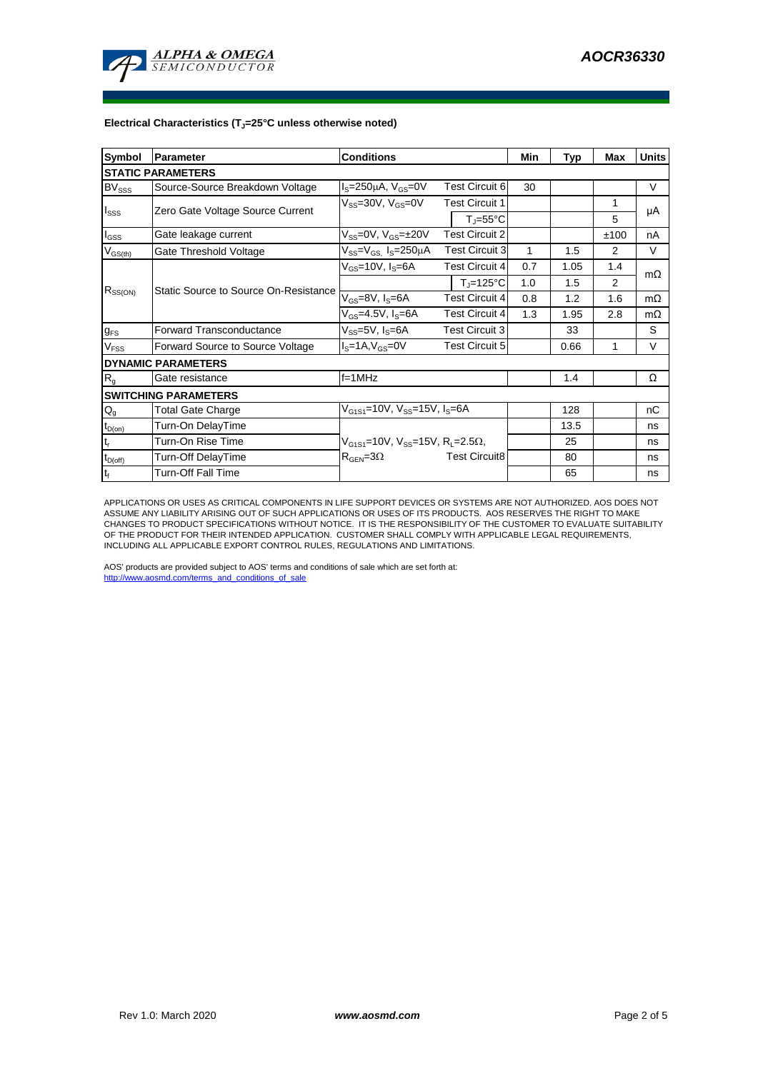**Electrical Characteristics ($T_J$=25°C unless otherwise noted)**

| Symbol | Parameter | Conditions | | Min | Typ | Max | Units |
|---|---|---|---|---|---|---|---|
| **STATIC PARAMETERS** | | | | | | | |
| $BV_{SSS}$ | Source-Source Breakdown Voltage | $I_S$=250µA, $V_{GS}$=0V | Test Circuit 6 | 30 | | | V |
| $I_{SSS}$ | Zero Gate Voltage Source Current | $V_{SS}$=30V, $V_{GS}$=0V | Test Circuit 1 | | | 1 | µA |
| | | | $T_J$=55°C | | | 5 | |
| $I_{GSS}$ | Gate leakage current | $V_{SS}$=0V, $V_{GS}$=±20V | Test Circuit 2 | | | ±100 | nA |
| $V_{GS(th)}$ | Gate Threshold Voltage | $V_{SS}$=$V_{GS,}$ $I_S$=250µA | Test Circuit 3 | 1 | 1.5 | 2 | V |
| $R_{SS(ON)}$ | Static Source to Source On-Resistance | $V_{GS}$=10V, $I_S$=6A | Test Circuit 4 | 0.7 | 1.05 | 1.4 | mΩ |
| | | | $T_J$=125°C | 1.0 | 1.5 | 2 | |
| | | $V_{GS}$=8V, $I_S$=6A | Test Circuit 4 | 0.8 | 1.2 | 1.6 | mΩ |
| | | $V_{GS}$=4.5V, $I_S$=6A | Test Circuit 4 | 1.3 | 1.95 | 2.8 | mΩ |
| $g_{FS}$ | Forward Transconductance | $V_{SS}$=5V, $I_S$=6A | Test Circuit 3 | | 33 | | S |
| $V_{FSS}$ | Forward Source to Source Voltage | $I_S$=1A,$V_{GS}$=0V | Test Circuit 5 | | 0.66 | 1 | V |
| **DYNAMIC PARAMETERS** | | | | | | | |
| $R_g$ | Gate resistance | f=1MHz | | | 1.4 | | Ω |
| **SWITCHING PARAMETERS** | | | | | | | |
| $Q_g$ | Total Gate Charge | $V_{G1S1}$=10V, $V_{SS}$=15V, $I_S$=6A | | | 128 | | nC |
| $t_{D(on)}$ | Turn-On DelayTime | $V_{G1S1}$=10V, $V_{SS}$=15V, $R_L$=2.5Ω, $R_{GEN}$=3Ω | Test Circuit8 | | 13.5 | | ns |
| $t_r$ | Turn-On Rise Time | | | | 25 | | ns |
| $t_{D(off)}$ | Turn-Off DelayTime | | | | 80 | | ns |
| $t_f$ | Turn-Off Fall Time | | | | 65 | | ns |

APPLICATIONS OR USES AS CRITICAL COMPONENTS IN LIFE SUPPORT DEVICES OR SYSTEMS ARE NOT AUTHORIZED. AOS DOES NOT ASSUME ANY LIABILITY ARISING OUT OF SUCH APPLICATIONS OR USES OF ITS PRODUCTS. AOS RESERVES THE RIGHT TO MAKE CHANGES TO PRODUCT SPECIFICATIONS WITHOUT NOTICE. IT IS THE RESPONSIBILITY OF THE CUSTOMER TO EVALUATE SUITABILITY OF THE PRODUCT FOR THEIR INTENDED APPLICATION. CUSTOMER SHALL COMPLY WITH APPLICABLE LEGAL REQUIREMENTS, INCLUDING ALL APPLICABLE EXPORT CONTROL RULES, REGULATIONS AND LIMITATIONS.

AOS' products are provided subject to AOS' terms and conditions of sale which are set forth at:
http://www.aosmd.com/terms_and_conditions_of_sale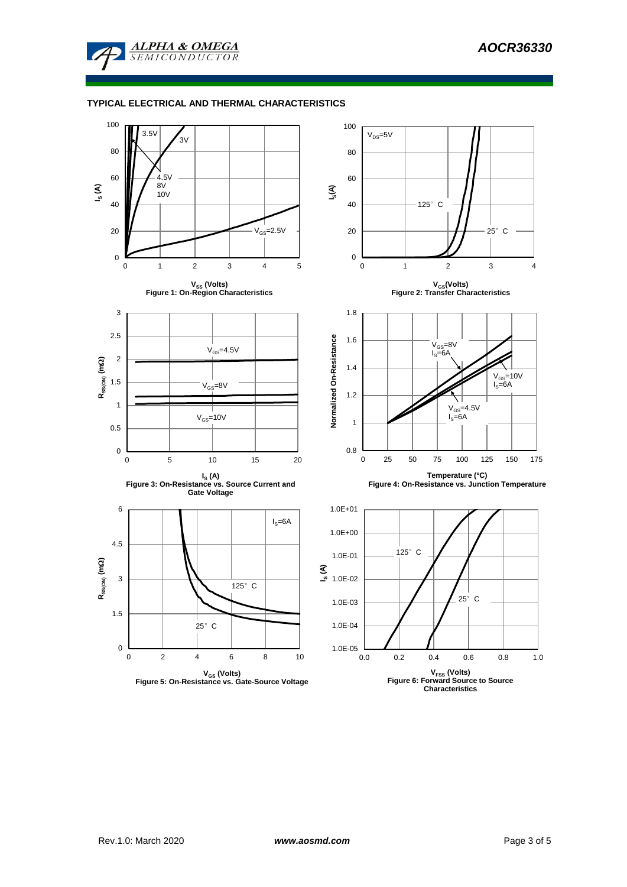## TYPICAL ELECTRICAL AND THERMAL CHARACTERISTICS

3.5V

3V

4.5V
8V
10V

$V_{GS}$=2.5V

$I_S$ (A)

$V_{SS}$ (Volts)

**Figure 1: On-Region Characteristics**

$V_{DS}$=5V

125° C

25° C

$I_S$(A)

$V_{GS}$(Volts)

**Figure 2: Transfer Characteristics**

$V_{GS}$=4.5V

$V_{GS}$=8V

$V_{GS}$=10V

$R_{SS(ON)}$ (mΩ)

$I_S$ (A)

**Figure 3: On-Resistance vs. Source Current and Gate Voltage**

$V_{GS}$=8V
$I_S$=6A

$V_{GS}$=10V
$I_S$=6A

$V_{GS}$=4.5V
$I_S$=6A

Normalized On-Resistance

Temperature (°C)

**Figure 4: On-Resistance vs. Junction Temperature**

$I_S$=6A

125° C

25° C

$R_{SS(ON)}$ (mΩ)

$V_{GS}$ (Volts)

**Figure 5: On-Resistance vs. Gate-Source Voltage**

125° C

25° C

$I_S$ (A)

$V_{FSS}$ (Volts)

**Figure 6: Forward Source to Source Characteristics**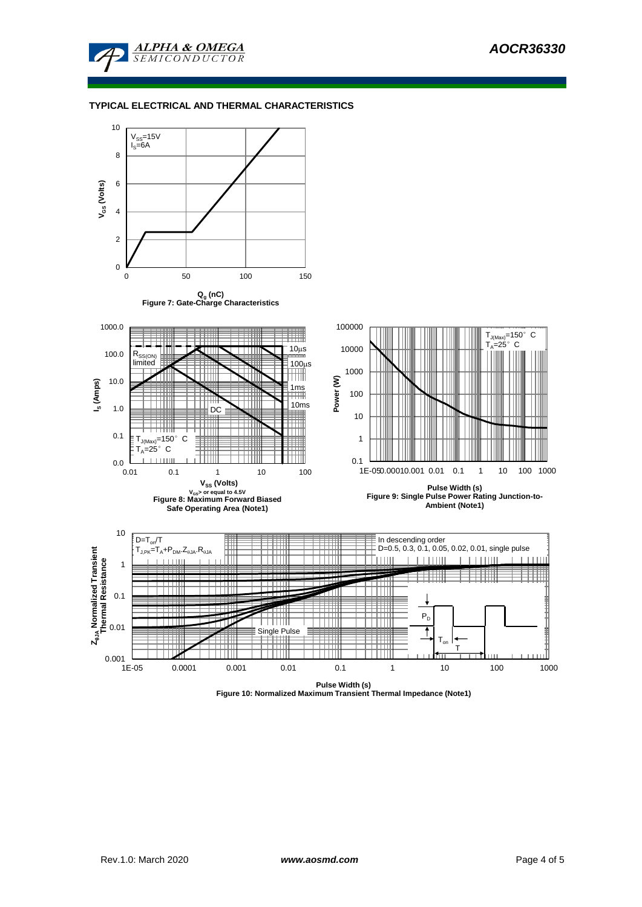## TYPICAL ELECTRICAL AND THERMAL CHARACTERISTICS

$V_{SS}$=15V
$I_S$=6A

$V_{GS}$ (Volts)

$Q_g$ (nC)

Figure 7: Gate-Charge Characteristics

$R_{SS(ON)}$ limited

10μs
100μs
1ms
10ms
DC

$T_{J(Max)}$=150° C
$T_A$=25° C

$I_S$ (Amps)

$V_{SS}$ (Volts)
$V_{GS}$> or equal to 4.5V

Figure 8: Maximum Forward Biased Safe Operating Area (Note1)

$T_{J(Max)}$=150° C
$T_A$=25° C

Power (W)

Pulse Width (s)

Figure 9: Single Pulse Power Rating Junction-to-Ambient (Note1)

$D=T_{on}/T$
$T_{J,PK}=T_A+P_{DM}.Z_{\theta JA}.R_{\theta JA}$

In descending order
D=0.5, 0.3, 0.1, 0.05, 0.02, 0.01, single pulse

Single Pulse

$P_D$

$T_{on}$

T

$Z_{\theta JA}$ Normalized Transient Thermal Resistance

Pulse Width (s)

Figure 10: Normalized Maximum Transient Thermal Impedance (Note1)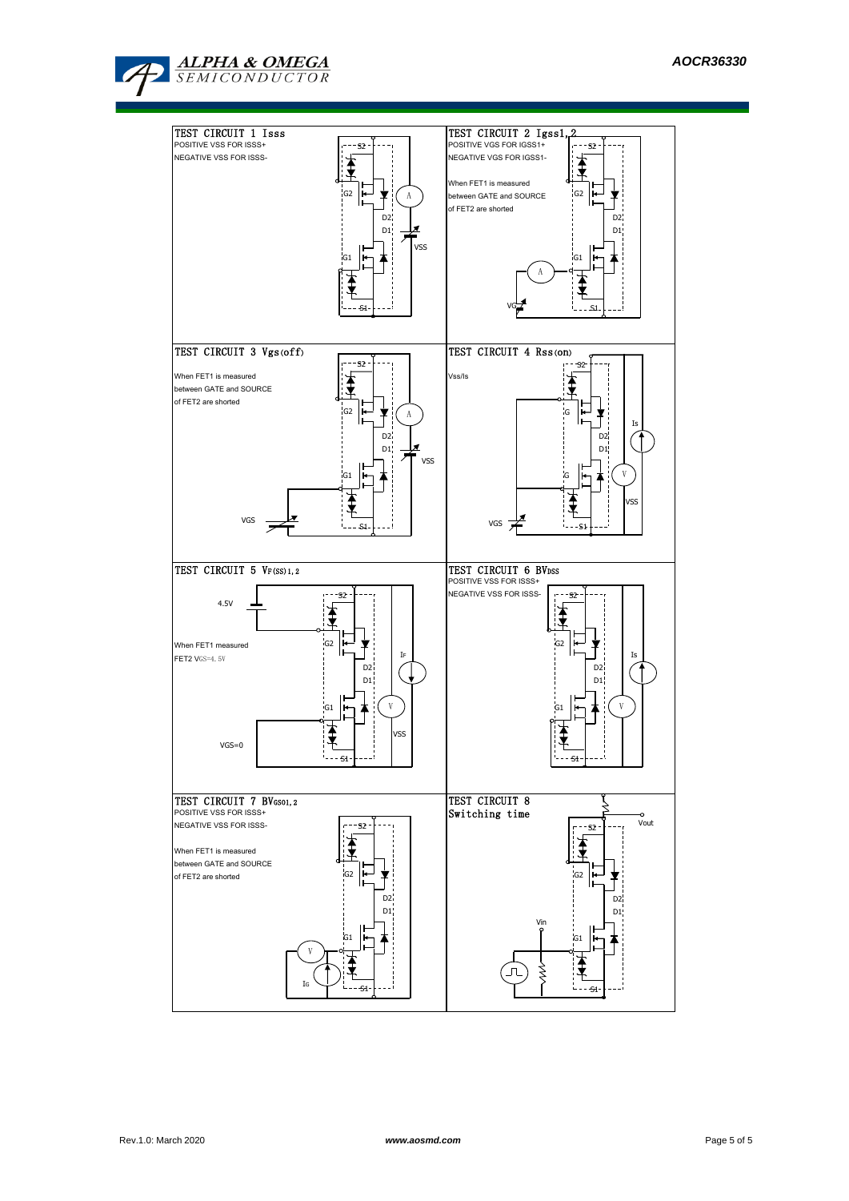## TEST CIRCUIT 1 Isss

POSITIVE VSS FOR ISSS+

NEGATIVE VSS FOR ISSS-

S2
G2
A
D2
D1
VSS
G1
S1

## TEST CIRCUIT 2 Igss1,2

POSITIVE VGS FOR IGSS1+

NEGATIVE VGS FOR IGSS1-

When FET1 is measured between GATE and SOURCE of FET2 are shorted

S2
G2
D2
D1
G1
A
VG
S1

## TEST CIRCUIT 3 Vgs(off)

When FET1 is measured between GATE and SOURCE of FET2 are shorted

S2
G2
A
D2
D1
VSS
G1
VGS
S1

## TEST CIRCUIT 4 Rss(on)

Vss/Is

S2
G
D2
D1
Is
V
G
VSS
VGS
S1

## TEST CIRCUIT 5 $V_{F(SS)1,2}$

4.5V

When FET1 measured

FET2 VGS=4.5V

S2
G2
IF
D2
D1
V
G1
VSS
VGS=0
S1

## TEST CIRCUIT 6 $BV_{DSS}$

POSITIVE VSS FOR ISSS+

NEGATIVE VSS FOR ISSS-

S2
G2
Is
D2
D1
V
G1
S1

## TEST CIRCUIT 7 $BV_{GSO1,2}$

POSITIVE VSS FOR ISSS+

NEGATIVE VSS FOR ISSS-

When FET1 is measured between GATE and SOURCE of FET2 are shorted

S2
G2
D2
D1
G1
V
IG
S1

## TEST CIRCUIT 8 Switching time

Vout
S2
G2
D2
D1
Vin
G1
S1